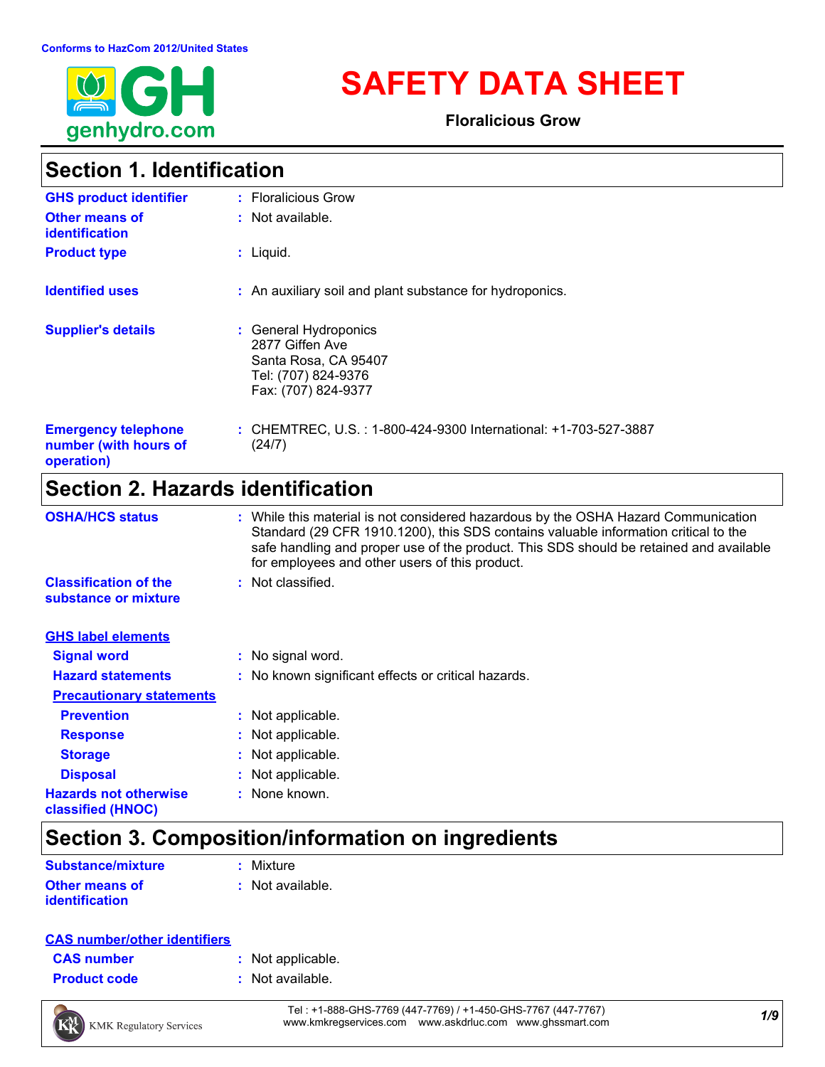Conforms to HazCom 2012/United States

genhydro.com

# SAFETY DATA SHEET

**Floralicious Grow**

## Section 1. Identification

| | |
|---|---|
| **GHS product identifier** | : Floralicious Grow |
| **Other means of identification** | : Not available. |
| **Product type** | : Liquid. |
| **Identified uses** | : An auxiliary soil and plant substance for hydroponics. |
| **Supplier's details** | : General Hydroponics<br>2877 Giffen Ave<br>Santa Rosa, CA 95407<br>Tel: (707) 824-9376<br>Fax: (707) 824-9377 |
| **Emergency telephone number (with hours of operation)** | : CHEMTREC, U.S. : 1-800-424-9300 International: +1-703-527-3887 (24/7) |

## Section 2. Hazards identification

| | |
|---|---|
| **OSHA/HCS status** | : While this material is not considered hazardous by the OSHA Hazard Communication Standard (29 CFR 1910.1200), this SDS contains valuable information critical to the safe handling and proper use of the product. This SDS should be retained and available for employees and other users of this product. |
| **Classification of the substance or mixture** | : Not classified. |

**GHS label elements**

| | |
|---|---|
| **Signal word** | : No signal word. |
| **Hazard statements** | : No known significant effects or critical hazards. |

**Precautionary statements**

| | |
|---|---|
| **Prevention** | : Not applicable. |
| **Response** | : Not applicable. |
| **Storage** | : Not applicable. |
| **Disposal** | : Not applicable. |
| **Hazards not otherwise classified (HNOC)** | : None known. |

## Section 3. Composition/information on ingredients

| | |
|---|---|
| **Substance/mixture** | : Mixture |
| **Other means of identification** | : Not available. |

**CAS number/other identifiers**

| | |
|---|---|
| **CAS number** | : Not applicable. |
| **Product code** | : Not available. |

KMK Regulatory Services

Tel : +1-888-GHS-7769 (447-7769) / +1-450-GHS-7767 (447-7767)
www.kmkregservices.com www.askdrluc.com www.ghssmart.com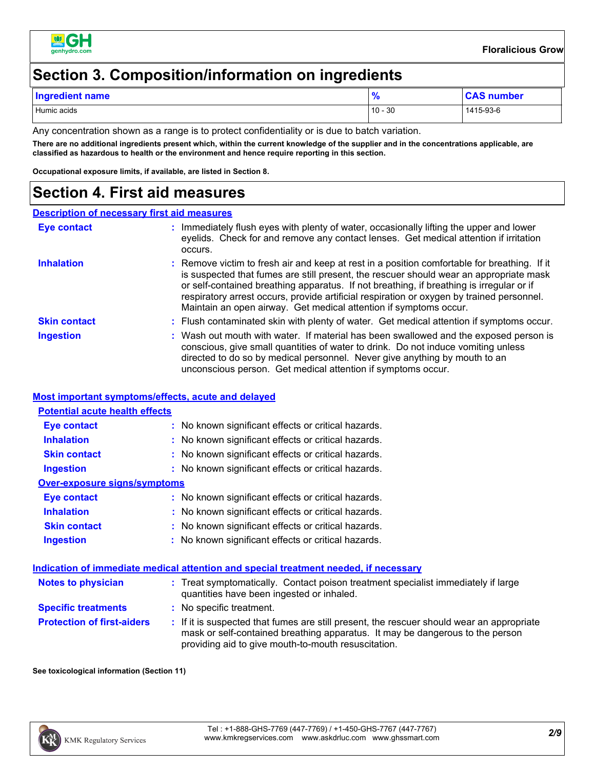## Section 3. Composition/information on ingredients

| Ingredient name | % | CAS number |
|---|---|---|
| Humic acids | 10 - 30 | 1415-93-6 |

Any concentration shown as a range is to protect confidentiality or is due to batch variation.

**There are no additional ingredients present which, within the current knowledge of the supplier and in the concentrations applicable, are classified as hazardous to health or the environment and hence require reporting in this section.**

**Occupational exposure limits, if available, are listed in Section 8.**

## Section 4. First aid measures

### Description of necessary first aid measures

**Eye contact** : Immediately flush eyes with plenty of water, occasionally lifting the upper and lower eyelids. Check for and remove any contact lenses. Get medical attention if irritation occurs.

**Inhalation** : Remove victim to fresh air and keep at rest in a position comfortable for breathing. If it is suspected that fumes are still present, the rescuer should wear an appropriate mask or self-contained breathing apparatus. If not breathing, if breathing is irregular or if respiratory arrest occurs, provide artificial respiration or oxygen by trained personnel. Maintain an open airway. Get medical attention if symptoms occur.

**Skin contact** : Flush contaminated skin with plenty of water. Get medical attention if symptoms occur.

**Ingestion** : Wash out mouth with water. If material has been swallowed and the exposed person is conscious, give small quantities of water to drink. Do not induce vomiting unless directed to do so by medical personnel. Never give anything by mouth to an unconscious person. Get medical attention if symptoms occur.

### Most important symptoms/effects, acute and delayed

#### Potential acute health effects

**Eye contact** : No known significant effects or critical hazards.

**Inhalation** : No known significant effects or critical hazards.

**Skin contact** : No known significant effects or critical hazards.

**Ingestion** : No known significant effects or critical hazards.

#### Over-exposure signs/symptoms

**Eye contact** : No known significant effects or critical hazards.

**Inhalation** : No known significant effects or critical hazards.

**Skin contact** : No known significant effects or critical hazards.

**Ingestion** : No known significant effects or critical hazards.

### Indication of immediate medical attention and special treatment needed, if necessary

**Notes to physician** : Treat symptomatically. Contact poison treatment specialist immediately if large quantities have been ingested or inhaled.

**Specific treatments** : No specific treatment.

**Protection of first-aiders** : If it is suspected that fumes are still present, the rescuer should wear an appropriate mask or self-contained breathing apparatus. It may be dangerous to the person providing aid to give mouth-to-mouth resuscitation.

**See toxicological information (Section 11)**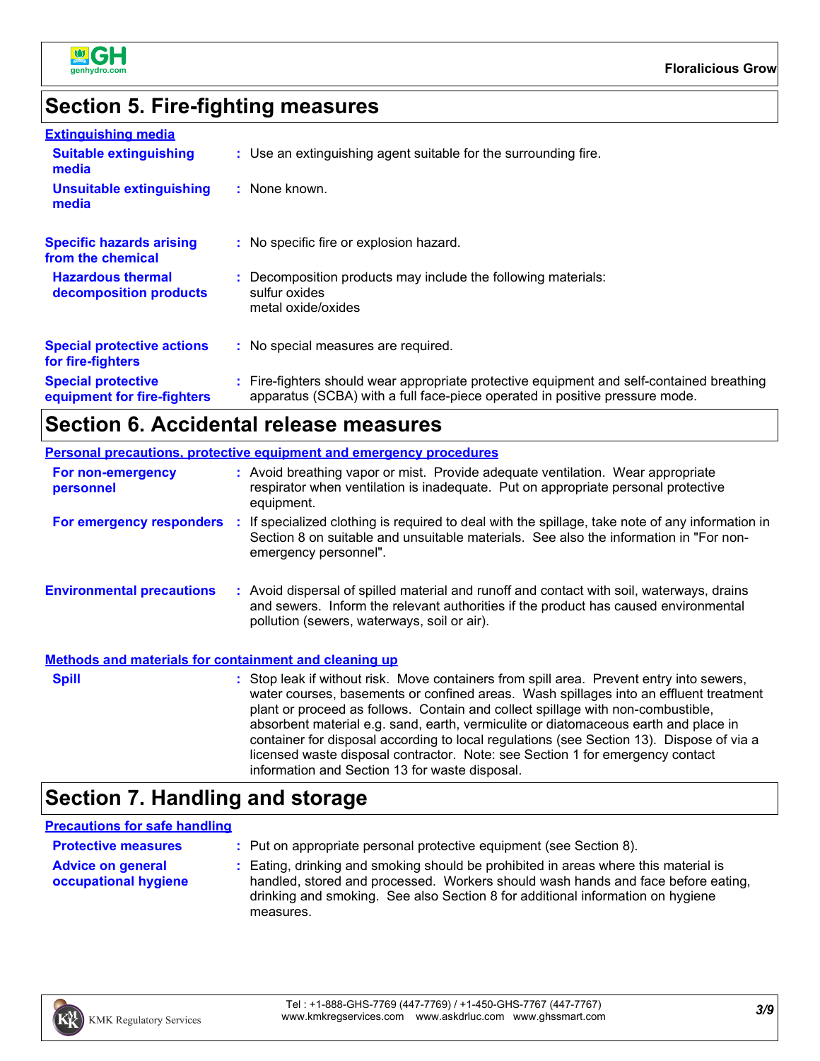## Section 5. Fire-fighting measures

**Extinguishing media**

**Suitable extinguishing media** : Use an extinguishing agent suitable for the surrounding fire.

**Unsuitable extinguishing media** : None known.

**Specific hazards arising from the chemical** : No specific fire or explosion hazard.

**Hazardous thermal decomposition products** : Decomposition products may include the following materials:
sulfur oxides
metal oxide/oxides

**Special protective actions for fire-fighters** : No special measures are required.

**Special protective equipment for fire-fighters** : Fire-fighters should wear appropriate protective equipment and self-contained breathing apparatus (SCBA) with a full face-piece operated in positive pressure mode.

## Section 6. Accidental release measures

**Personal precautions, protective equipment and emergency procedures**

**For non-emergency personnel** : Avoid breathing vapor or mist. Provide adequate ventilation. Wear appropriate respirator when ventilation is inadequate. Put on appropriate personal protective equipment.

**For emergency responders** : If specialized clothing is required to deal with the spillage, take note of any information in Section 8 on suitable and unsuitable materials. See also the information in "For non-emergency personnel".

**Environmental precautions** : Avoid dispersal of spilled material and runoff and contact with soil, waterways, drains and sewers. Inform the relevant authorities if the product has caused environmental pollution (sewers, waterways, soil or air).

**Methods and materials for containment and cleaning up**

**Spill** : Stop leak if without risk. Move containers from spill area. Prevent entry into sewers, water courses, basements or confined areas. Wash spillages into an effluent treatment plant or proceed as follows. Contain and collect spillage with non-combustible, absorbent material e.g. sand, earth, vermiculite or diatomaceous earth and place in container for disposal according to local regulations (see Section 13). Dispose of via a licensed waste disposal contractor. Note: see Section 1 for emergency contact information and Section 13 for waste disposal.

## Section 7. Handling and storage

**Precautions for safe handling**

**Protective measures** : Put on appropriate personal protective equipment (see Section 8).

**Advice on general occupational hygiene** : Eating, drinking and smoking should be prohibited in areas where this material is handled, stored and processed. Workers should wash hands and face before eating, drinking and smoking. See also Section 8 for additional information on hygiene measures.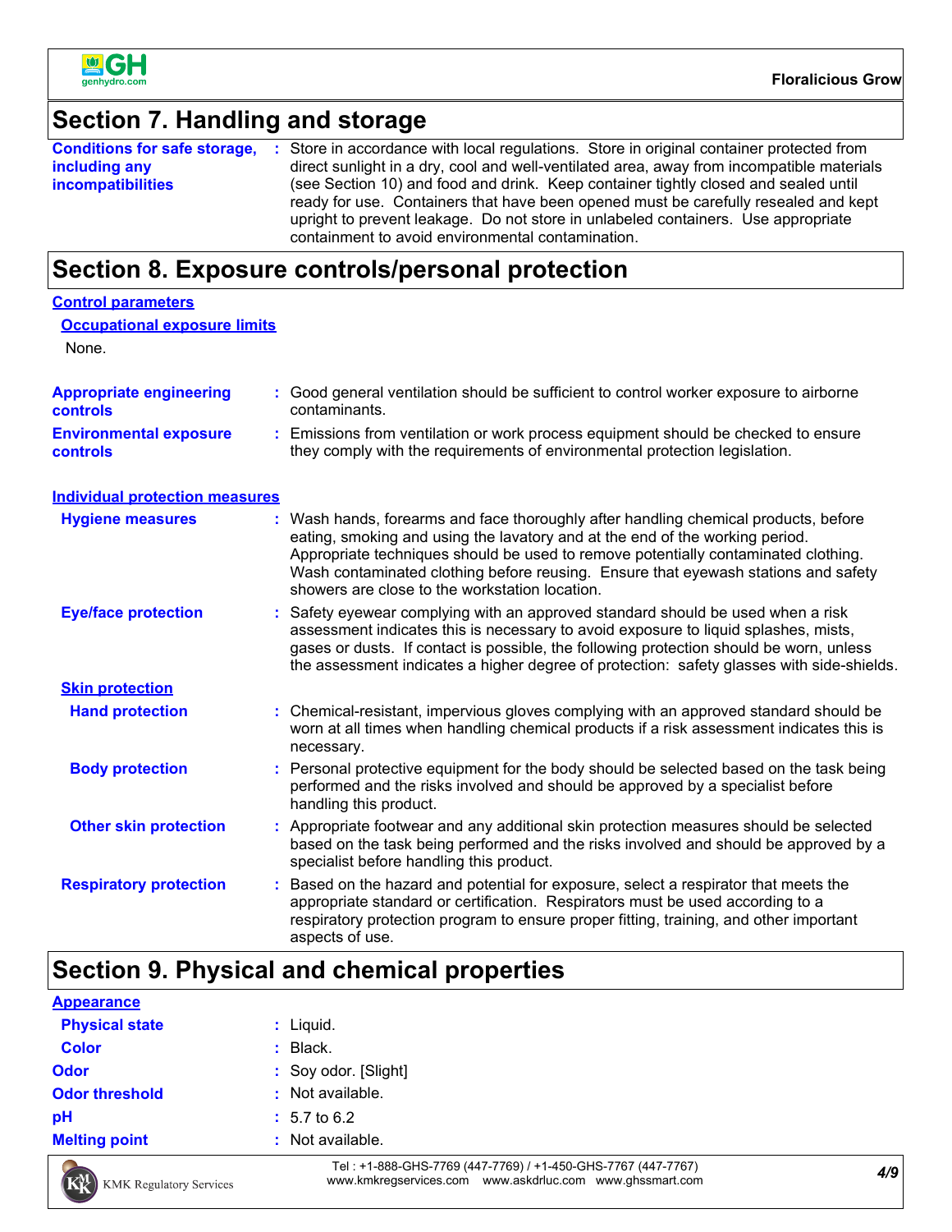## Section 7. Handling and storage

**Conditions for safe storage, including any incompatibilities** : Store in accordance with local regulations. Store in original container protected from direct sunlight in a dry, cool and well-ventilated area, away from incompatible materials (see Section 10) and food and drink. Keep container tightly closed and sealed until ready for use. Containers that have been opened must be carefully resealed and kept upright to prevent leakage. Do not store in unlabeled containers. Use appropriate containment to avoid environmental contamination.

## Section 8. Exposure controls/personal protection

**Control parameters**

**Occupational exposure limits**

None.

**Appropriate engineering controls** : Good general ventilation should be sufficient to control worker exposure to airborne contaminants.

**Environmental exposure controls** : Emissions from ventilation or work process equipment should be checked to ensure they comply with the requirements of environmental protection legislation.

**Individual protection measures**

**Hygiene measures** : Wash hands, forearms and face thoroughly after handling chemical products, before eating, smoking and using the lavatory and at the end of the working period. Appropriate techniques should be used to remove potentially contaminated clothing. Wash contaminated clothing before reusing. Ensure that eyewash stations and safety showers are close to the workstation location.

**Eye/face protection** : Safety eyewear complying with an approved standard should be used when a risk assessment indicates this is necessary to avoid exposure to liquid splashes, mists, gases or dusts. If contact is possible, the following protection should be worn, unless the assessment indicates a higher degree of protection: safety glasses with side-shields.

**Skin protection**

**Hand protection** : Chemical-resistant, impervious gloves complying with an approved standard should be worn at all times when handling chemical products if a risk assessment indicates this is necessary.

**Body protection** : Personal protective equipment for the body should be selected based on the task being performed and the risks involved and should be approved by a specialist before handling this product.

**Other skin protection** : Appropriate footwear and any additional skin protection measures should be selected based on the task being performed and the risks involved and should be approved by a specialist before handling this product.

**Respiratory protection** : Based on the hazard and potential for exposure, select a respirator that meets the appropriate standard or certification. Respirators must be used according to a respiratory protection program to ensure proper fitting, training, and other important aspects of use.

## Section 9. Physical and chemical properties

**Appearance**

**Physical state** : Liquid.

**Color** : Black.

**Odor** : Soy odor. [Slight]

**Odor threshold** : Not available.

**pH** : 5.7 to 6.2

**Melting point** : Not available.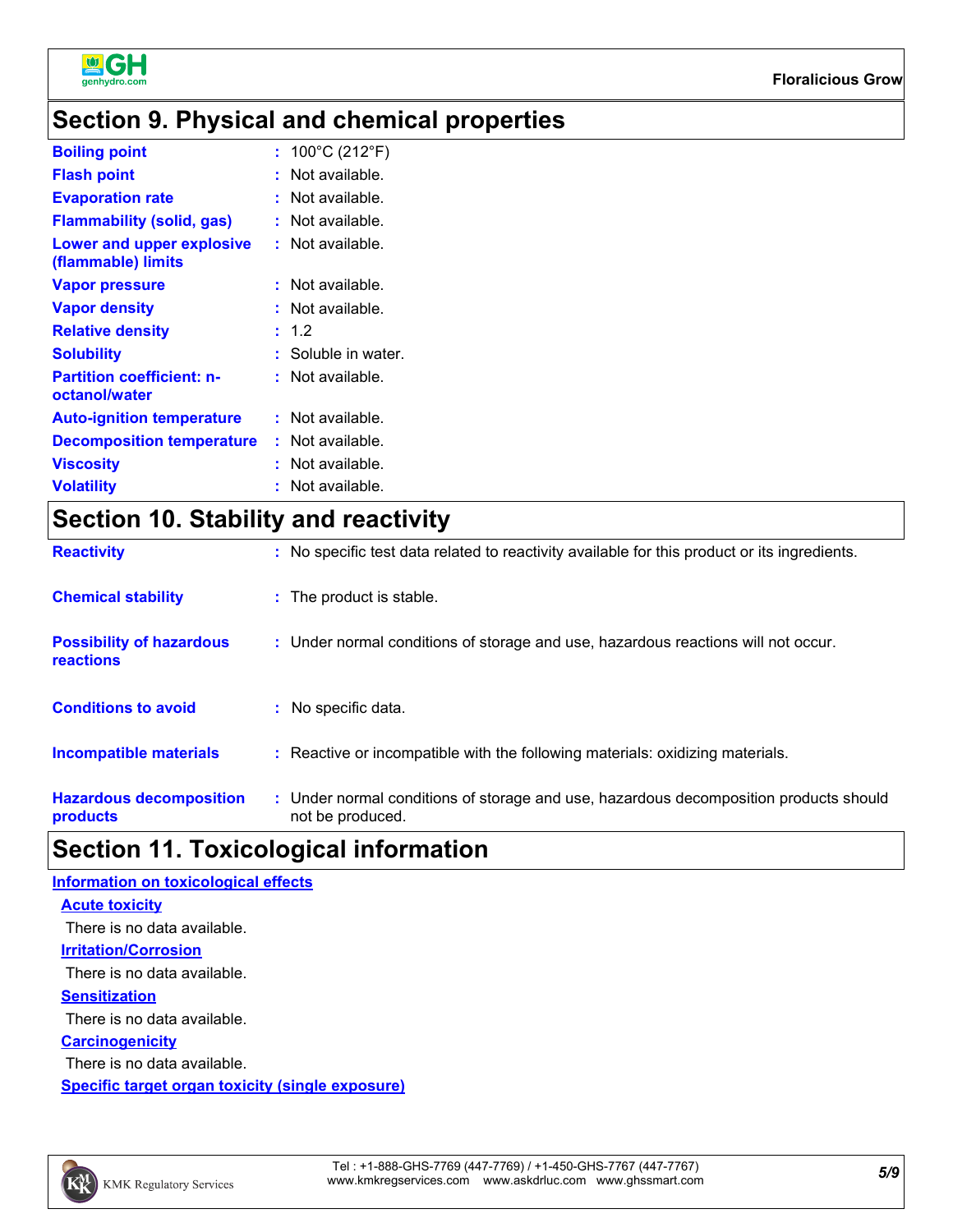## Section 9. Physical and chemical properties

| | |
|---|---|
| **Boiling point** | : 100°C (212°F) |
| **Flash point** | : Not available. |
| **Evaporation rate** | : Not available. |
| **Flammability (solid, gas)** | : Not available. |
| **Lower and upper explosive (flammable) limits** | : Not available. |
| **Vapor pressure** | : Not available. |
| **Vapor density** | : Not available. |
| **Relative density** | : 1.2 |
| **Solubility** | : Soluble in water. |
| **Partition coefficient: n-octanol/water** | : Not available. |
| **Auto-ignition temperature** | : Not available. |
| **Decomposition temperature** | : Not available. |
| **Viscosity** | : Not available. |
| **Volatility** | : Not available. |

## Section 10. Stability and reactivity

| | |
|---|---|
| **Reactivity** | : No specific test data related to reactivity available for this product or its ingredients. |
| **Chemical stability** | : The product is stable. |
| **Possibility of hazardous reactions** | : Under normal conditions of storage and use, hazardous reactions will not occur. |
| **Conditions to avoid** | : No specific data. |
| **Incompatible materials** | : Reactive or incompatible with the following materials: oxidizing materials. |
| **Hazardous decomposition products** | : Under normal conditions of storage and use, hazardous decomposition products should not be produced. |

## Section 11. Toxicological information

### Information on toxicological effects

**Acute toxicity**

There is no data available.

**Irritation/Corrosion**

There is no data available.

**Sensitization**

There is no data available.

**Carcinogenicity**

There is no data available.

**Specific target organ toxicity (single exposure)**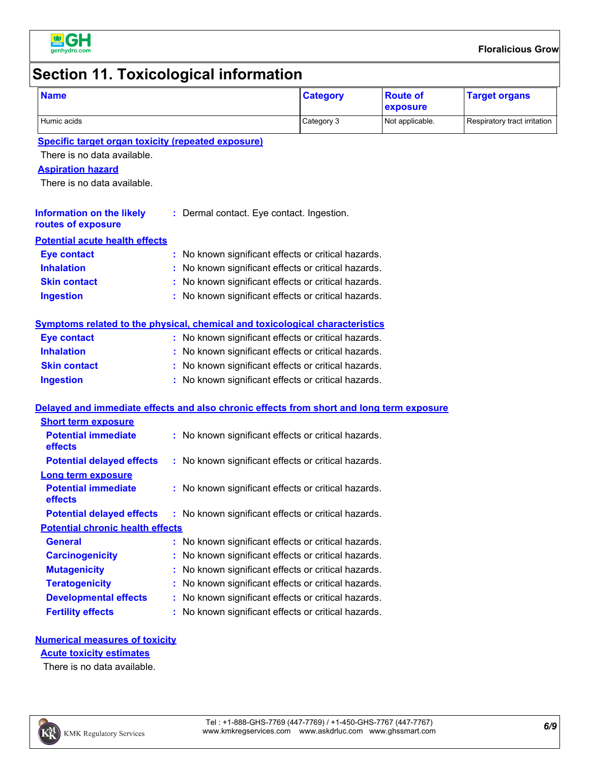## Section 11. Toxicological information

| Name | Category | Route of exposure | Target organs |
|---|---|---|---|
| Humic acids | Category 3 | Not applicable. | Respiratory tract irritation |

**Specific target organ toxicity (repeated exposure)**

There is no data available.

**Aspiration hazard**

There is no data available.

**Information on the likely routes of exposure** : Dermal contact. Eye contact. Ingestion.

**Potential acute health effects**

**Eye contact** : No known significant effects or critical hazards.
**Inhalation** : No known significant effects or critical hazards.
**Skin contact** : No known significant effects or critical hazards.
**Ingestion** : No known significant effects or critical hazards.

**Symptoms related to the physical, chemical and toxicological characteristics**

**Eye contact** : No known significant effects or critical hazards.
**Inhalation** : No known significant effects or critical hazards.
**Skin contact** : No known significant effects or critical hazards.
**Ingestion** : No known significant effects or critical hazards.

**Delayed and immediate effects and also chronic effects from short and long term exposure**

**Short term exposure**

**Potential immediate effects** : No known significant effects or critical hazards.
**Potential delayed effects** : No known significant effects or critical hazards.

**Long term exposure**

**Potential immediate effects** : No known significant effects or critical hazards.
**Potential delayed effects** : No known significant effects or critical hazards.

**Potential chronic health effects**

**General** : No known significant effects or critical hazards.
**Carcinogenicity** : No known significant effects or critical hazards.
**Mutagenicity** : No known significant effects or critical hazards.
**Teratogenicity** : No known significant effects or critical hazards.
**Developmental effects** : No known significant effects or critical hazards.
**Fertility effects** : No known significant effects or critical hazards.

**Numerical measures of toxicity**

**Acute toxicity estimates**

There is no data available.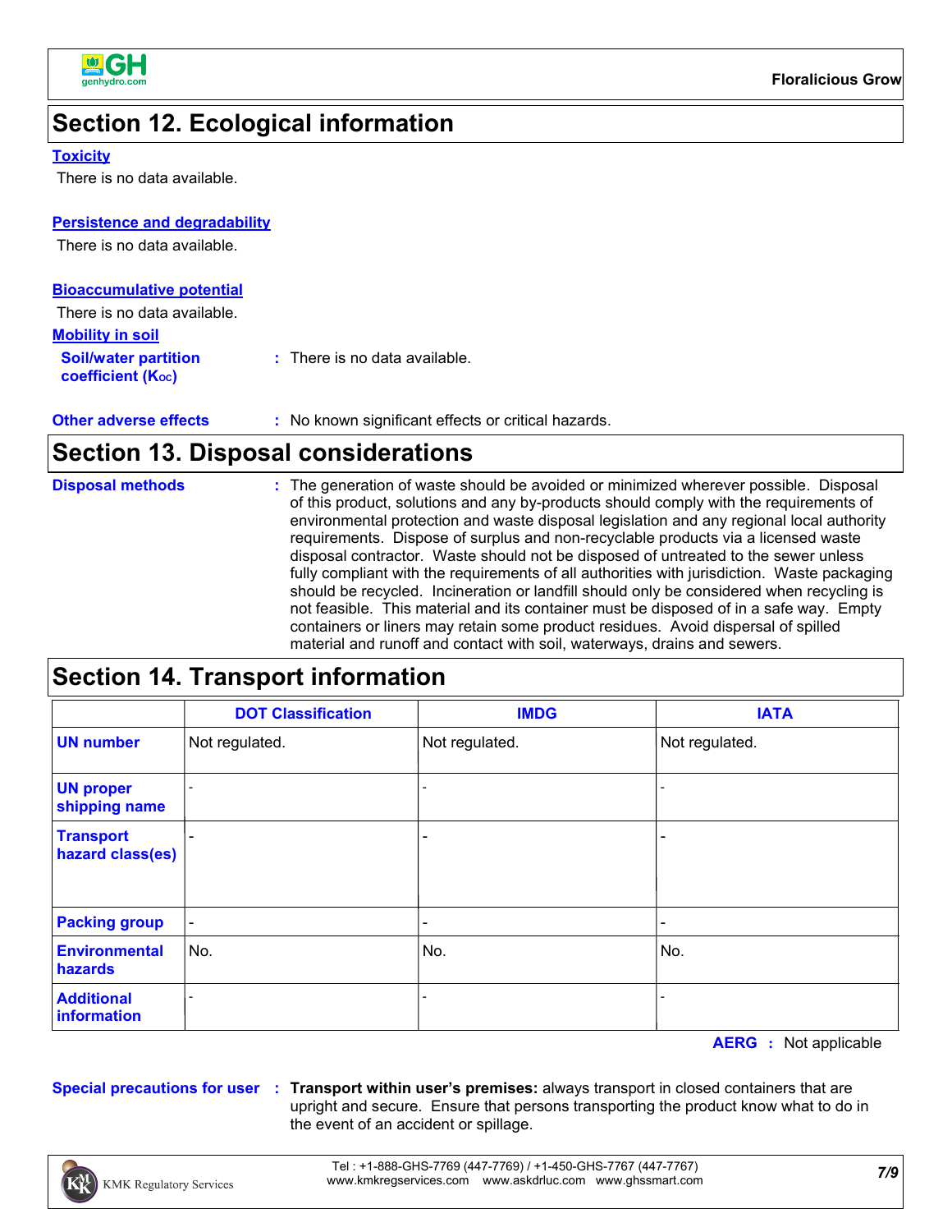## Section 12. Ecological information

**Toxicity**

There is no data available.

**Persistence and degradability**

There is no data available.

**Bioaccumulative potential**

There is no data available.

**Mobility in soil**

**Soil/water partition coefficient ($K_{OC}$)** : There is no data available.

**Other adverse effects** : No known significant effects or critical hazards.

## Section 13. Disposal considerations

**Disposal methods** : The generation of waste should be avoided or minimized wherever possible. Disposal of this product, solutions and any by-products should comply with the requirements of environmental protection and waste disposal legislation and any regional local authority requirements. Dispose of surplus and non-recyclable products via a licensed waste disposal contractor. Waste should not be disposed of untreated to the sewer unless fully compliant with the requirements of all authorities with jurisdiction. Waste packaging should be recycled. Incineration or landfill should only be considered when recycling is not feasible. This material and its container must be disposed of in a safe way. Empty containers or liners may retain some product residues. Avoid dispersal of spilled material and runoff and contact with soil, waterways, drains and sewers.

## Section 14. Transport information

| | DOT Classification | IMDG | IATA |
|---|---|---|---|
| UN number | Not regulated. | Not regulated. | Not regulated. |
| UN proper shipping name | - | - | - |
| Transport hazard class(es) | - | - | - |
| Packing group | - | - | - |
| Environmental hazards | No. | No. | No. |
| Additional information | - | - | - |

**AERG** : Not applicable

**Special precautions for user** : **Transport within user's premises:** always transport in closed containers that are upright and secure. Ensure that persons transporting the product know what to do in the event of an accident or spillage.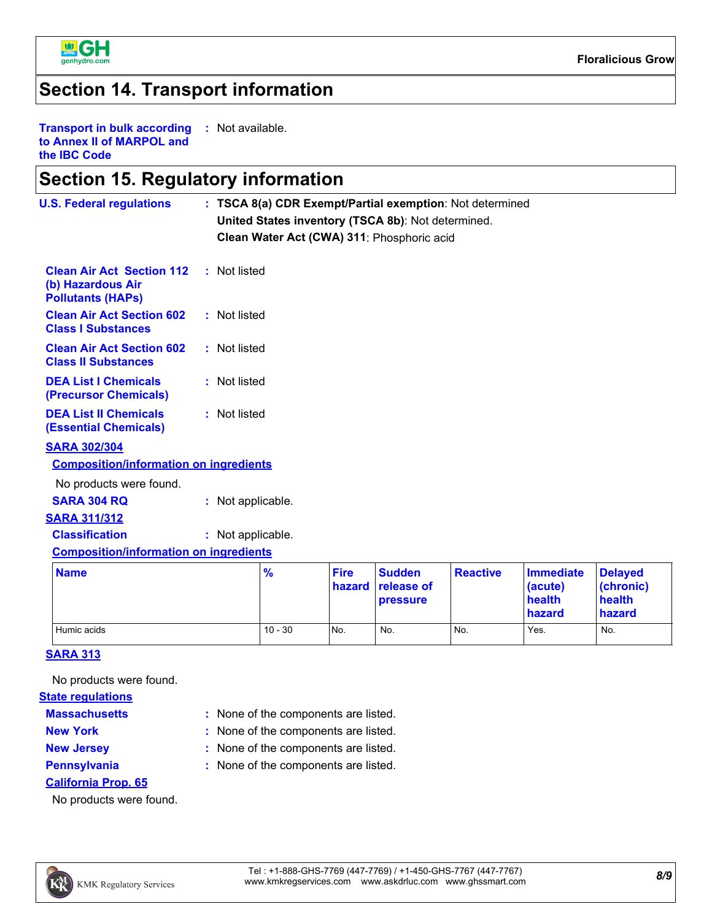## Section 14. Transport information

**Transport in bulk according to Annex II of MARPOL and the IBC Code** : Not available.

## Section 15. Regulatory information

**U.S. Federal regulations** : **TSCA 8(a) CDR Exempt/Partial exemption**: Not determined
**United States inventory (TSCA 8b)**: Not determined.
**Clean Water Act (CWA) 311**: Phosphoric acid

**Clean Air Act Section 112 (b) Hazardous Air Pollutants (HAPs)** : Not listed

**Clean Air Act Section 602 Class I Substances** : Not listed

**Clean Air Act Section 602 Class II Substances** : Not listed

**DEA List I Chemicals (Precursor Chemicals)** : Not listed

**DEA List II Chemicals (Essential Chemicals)** : Not listed

### SARA 302/304

**Composition/information on ingredients**

No products were found.

**SARA 304 RQ** : Not applicable.

### SARA 311/312

**Classification** : Not applicable.

**Composition/information on ingredients**

| Name | % | Fire hazard | Sudden release of pressure | Reactive | Immediate (acute) health hazard | Delayed (chronic) health hazard |
|---|---|---|---|---|---|---|
| Humic acids | 10 - 30 | No. | No. | No. | Yes. | No. |

### SARA 313

No products were found.

### State regulations

**Massachusetts** : None of the components are listed.
**New York** : None of the components are listed.
**New Jersey** : None of the components are listed.
**Pennsylvania** : None of the components are listed.

### California Prop. 65

No products were found.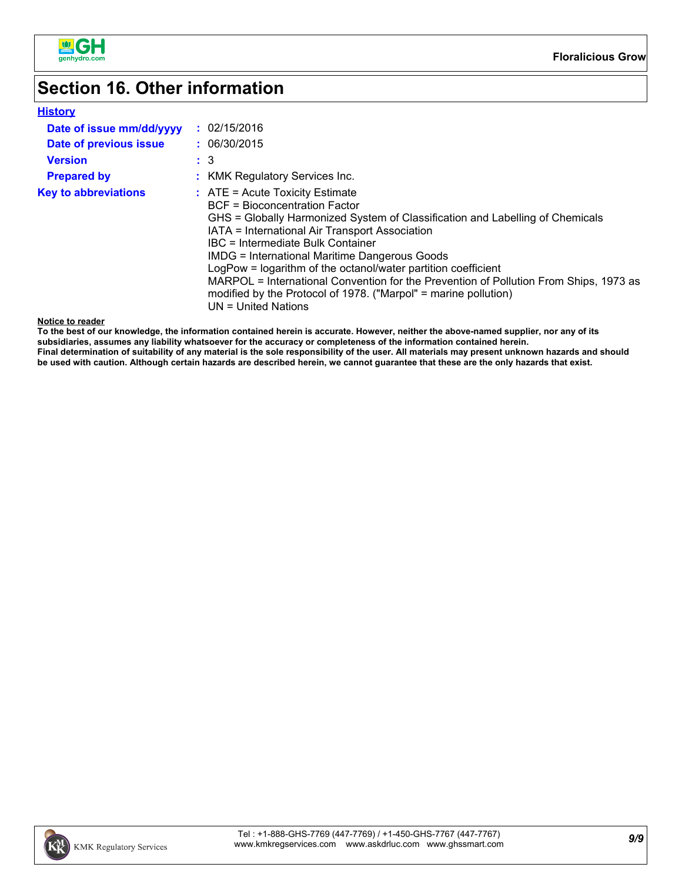## Section 16. Other information

**History**

| | |
|---|---|
| **Date of issue mm/dd/yyyy** | : 02/15/2016 |
| **Date of previous issue** | : 06/30/2015 |
| **Version** | : 3 |
| **Prepared by** | : KMK Regulatory Services Inc. |
| **Key to abbreviations** | : ATE = Acute Toxicity Estimate<br>BCF = Bioconcentration Factor<br>GHS = Globally Harmonized System of Classification and Labelling of Chemicals<br>IATA = International Air Transport Association<br>IBC = Intermediate Bulk Container<br>IMDG = International Maritime Dangerous Goods<br>LogPow = logarithm of the octanol/water partition coefficient<br>MARPOL = International Convention for the Prevention of Pollution From Ships, 1973 as modified by the Protocol of 1978. ("Marpol" = marine pollution)<br>UN = United Nations |

**Notice to reader**

**To the best of our knowledge, the information contained herein is accurate. However, neither the above-named supplier, nor any of its subsidiaries, assumes any liability whatsoever for the accuracy or completeness of the information contained herein.**
**Final determination of suitability of any material is the sole responsibility of the user. All materials may present unknown hazards and should be used with caution. Although certain hazards are described herein, we cannot guarantee that these are the only hazards that exist.**